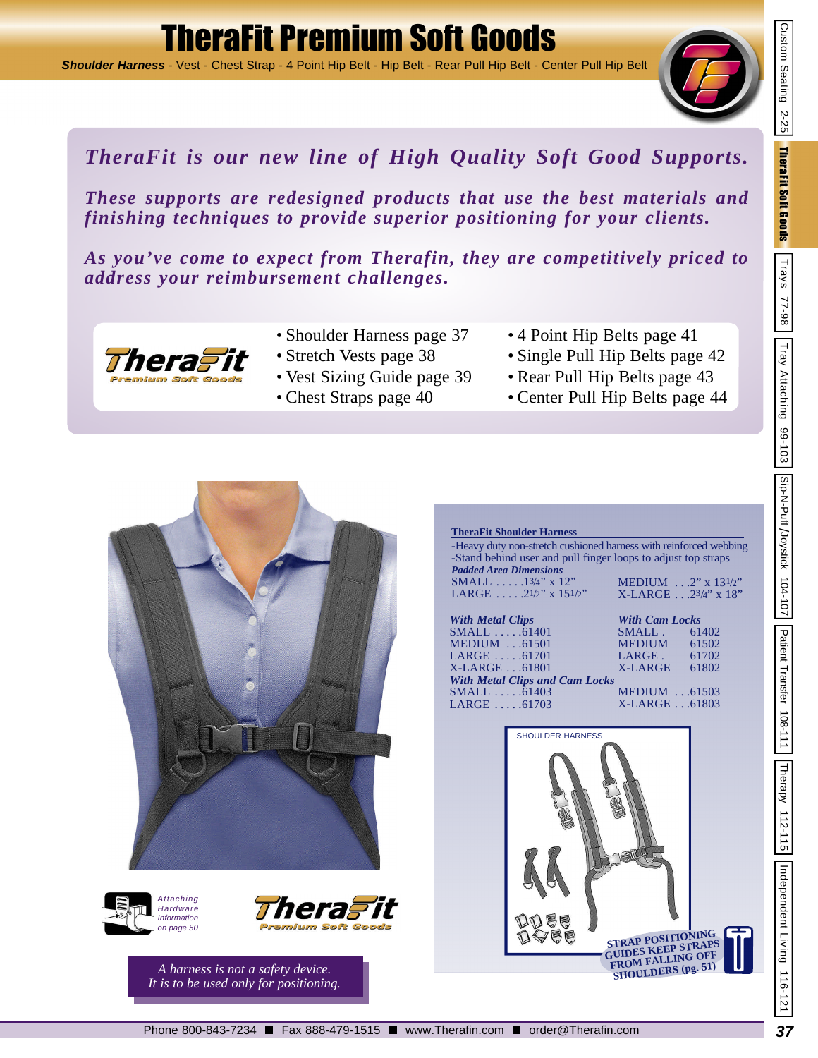# TheraFit Premium Soft Goods

***Shoulder Harness*** - Vest - Chest Strap - 4 Point Hip Belt - Hip Belt - Rear Pull Hip Belt - Center Pull Hip Belt

***TheraFit is our new line of High Quality Soft Good Supports.***

***These supports are redesigned products that use the best materials and finishing techniques to provide superior positioning for your clients.***

***As you've come to expect from Therafin, they are competitively priced to address your reimbursement challenges.***

TheraFit Premium Soft Goods

- Shoulder Harness page 37
- Stretch Vests page 38
- Vest Sizing Guide page 39
- Chest Straps page 40
- 4 Point Hip Belts page 41
- Single Pull Hip Belts page 42
- Rear Pull Hip Belts page 43
- Center Pull Hip Belts page 44

**TheraFit Shoulder Harness**

-Heavy duty non-stretch cushioned harness with reinforced webbing
-Stand behind user and pull finger loops to adjust top straps

***Padded Area Dimensions***

| | |
|---|---|
| SMALL .....1¾" x 12" | MEDIUM ...2" x 13½" |
| LARGE .....2½" x 15½" | X-LARGE ...2¾" x 18" |

| ***With Metal Clips*** | ***With Cam Locks*** |
|---|---|
| SMALL .....61401 | SMALL . 61402 |
| MEDIUM ...61501 | MEDIUM 61502 |
| LARGE .....61701 | LARGE . 61702 |
| X-LARGE ...61801 | X-LARGE 61802 |

***With Metal Clips and Cam Locks***

| | |
|---|---|
| SMALL .....61403 | MEDIUM ...61503 |
| LARGE .....61703 | X-LARGE ...61803 |

SHOULDER HARNESS

STRAP POSITIONING GUIDES KEEP STRAPS FROM FALLING OFF SHOULDERS (pg. 51)

*Attaching Hardware Information on page 50*

TheraFit Premium Soft Goods

*A harness is not a safety device.*
*It is to be used only for positioning.*

Phone 800-843-7234 ■ Fax 888-479-1515 ■ www.Therafin.com ■ order@Therafin.com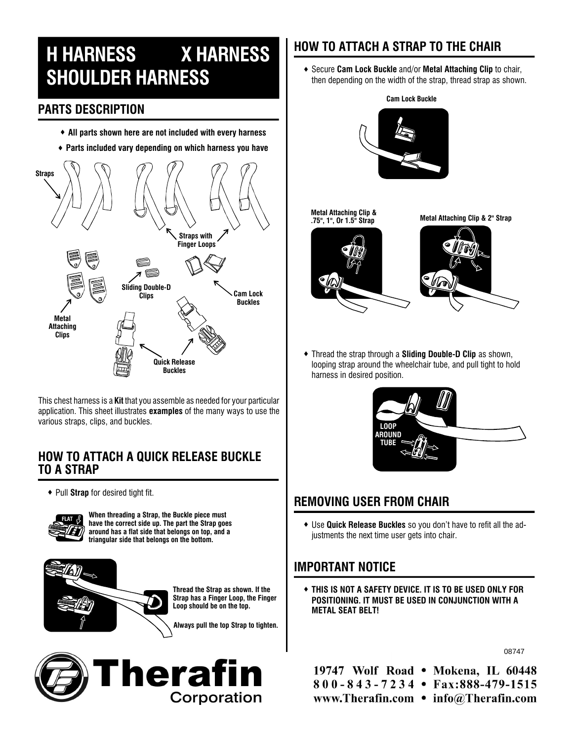# H HARNESS X HARNESS SHOULDER HARNESS

## PARTS DESCRIPTION

- **All parts shown here are not included with every harness**
- **Parts included vary depending on which harness you have**

Straps

Straps with Finger Loops

Sliding Double-D Clips

Cam Lock Buckles

Metal Attaching Clips

Quick Release Buckles

This chest harness is a **Kit** that you assemble as needed for your particular application. This sheet illustrates **examples** of the many ways to use the various straps, clips, and buckles.

## HOW TO ATTACH A QUICK RELEASE BUCKLE TO A STRAP

- Pull **Strap** for desired tight fit.

FLAT

**When threading a Strap, the Buckle piece must have the correct side up. The part the Strap goes around has a flat side that belongs on top, and a triangular side that belongs on the bottom.**

**Thread the Strap as shown. If the Strap has a Finger Loop, the Finger Loop should be on the top.**

**Always pull the top Strap to tighten.**

## HOW TO ATTACH A STRAP TO THE CHAIR

- Secure **Cam Lock Buckle** and/or **Metal Attaching Clip** to chair, then depending on the width of the strap, thread strap as shown.

**Cam Lock Buckle**

**Metal Attaching Clip & .75", 1", Or 1.5" Strap**

**Metal Attaching Clip & 2" Strap**

- Thread the strap through a **Sliding Double-D Clip** as shown, looping strap around the wheelchair tube, and pull tight to hold harness in desired position.

LOOP AROUND TUBE

## REMOVING USER FROM CHAIR

- Use **Quick Release Buckles** so you don't have to refit all the adjustments the next time user gets into chair.

## IMPORTANT NOTICE

- **THIS IS NOT A SAFETY DEVICE. IT IS TO BE USED ONLY FOR POSITIONING. IT MUST BE USED IN CONJUNCTION WITH A METAL SEAT BELT!**

08747

Therafin Corporation

19747 Wolf Road • Mokena, IL 60448
800-843-7234 • Fax:888-479-1515
www.Therafin.com • info@Therafin.com